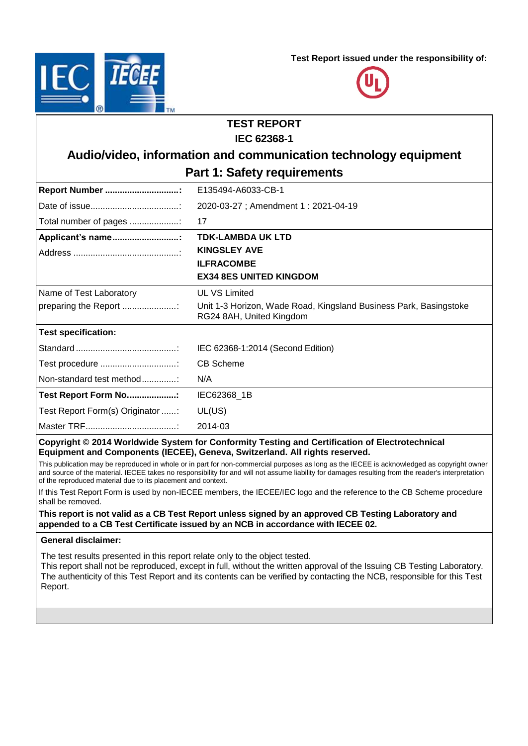Test Report issued under the responsibility of:

# TEST REPORT
# IEC 62368-1
## Audio/video, information and communication technology equipment
## Part 1: Safety requirements

| | |
|---|---|
| **Report Number** ................................: | E135494-A6033-CB-1 |
| Date of issue.....................................: | 2020-03-27 ; Amendment 1 : 2021-04-19 |
| Total number of pages ....................: | 17 |
| **Applicant's name**...........................: | **TDK-LAMBDA UK LTD** |
| Address ...........................................: | **KINGSLEY AVE**<br>**ILFRACOMBE**<br>**EX34 8ES UNITED KINGDOM** |
| Name of Test Laboratory preparing the Report ......................: | UL VS Limited<br>Unit 1-3 Horizon, Wade Road, Kingsland Business Park, Basingstoke RG24 8AH, United Kingdom |
| **Test specification:** | |
| Standard .........................................: | IEC 62368-1:2014 (Second Edition) |
| Test procedure ...............................: | CB Scheme |
| Non-standard test method.............: | N/A |
| **Test Report Form No....................:** | IEC62368_1B |
| Test Report Form(s) Originator ......: | UL(US) |
| Master TRF.....................................: | 2014-03 |

**Copyright © 2014 Worldwide System for Conformity Testing and Certification of Electrotechnical Equipment and Components (IECEE), Geneva, Switzerland. All rights reserved.**

This publication may be reproduced in whole or in part for non-commercial purposes as long as the IECEE is acknowledged as copyright owner and source of the material. IECEE takes no responsibility for and will not assume liability for damages resulting from the reader's interpretation of the reproduced material due to its placement and context.

If this Test Report Form is used by non-IECEE members, the IECEE/IEC logo and the reference to the CB Scheme procedure shall be removed.

**This report is not valid as a CB Test Report unless signed by an approved CB Testing Laboratory and appended to a CB Test Certificate issued by an NCB in accordance with IECEE 02.**

**General disclaimer:**

The test results presented in this report relate only to the object tested.
This report shall not be reproduced, except in full, without the written approval of the Issuing CB Testing Laboratory.
The authenticity of this Test Report and its contents can be verified by contacting the NCB, responsible for this Test Report.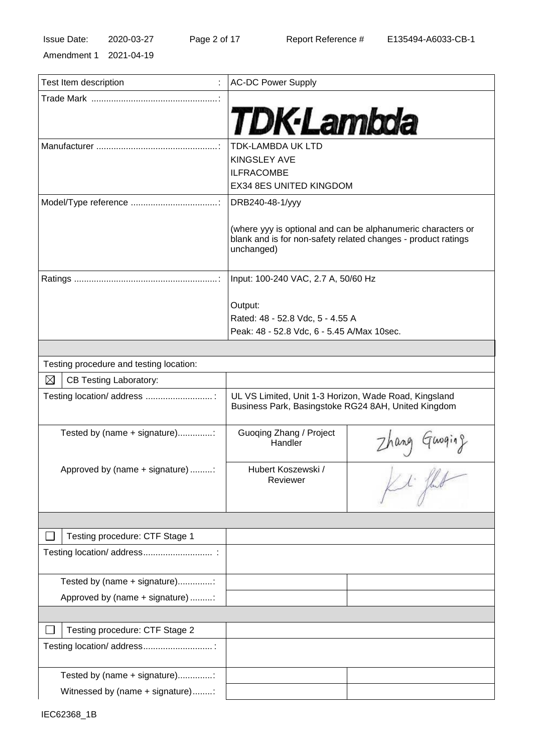Amendment 1 2021-04-19

| Test Item description : | AC-DC Power Supply | |
| --- | --- | --- |
| Trade Mark ...................................................: | TDK-Lambda | |
| Manufacturer .................................................: | TDK-LAMBDA UK LTD<br>KINGSLEY AVE<br>ILFRACOMBE<br>EX34 8ES UNITED KINGDOM | |
| Model/Type reference ...................................: | DRB240-48-1/yyy<br><br>(where yyy is optional and can be alphanumeric characters or blank and is for non-safety related changes - product ratings unchanged) | |
| Ratings ..........................................................: | Input: 100-240 VAC, 2.7 A, 50/60 Hz<br><br>Output:<br>Rated: 48 - 52.8 Vdc, 5 - 4.55 A<br>Peak: 48 - 52.8 Vdc, 6 - 5.45 A/Max 10sec. | |
| | | |
| Testing procedure and testing location: | | |
| ☒ CB Testing Laboratory: | | |
| Testing location/ address ...........................: | UL VS Limited, Unit 1-3 Horizon, Wade Road, Kingsland Business Park, Basingstoke RG24 8AH, United Kingdom | |
| Tested by (name + signature)..............: | Guoqing Zhang / Project Handler | Zhang Guoqing |
| Approved by (name + signature) .........: | Hubert Koszewski / Reviewer | |
| | | |
| ☐ Testing procedure: CTF Stage 1 | | |
| Testing location/ address............................ : | | |
| Tested by (name + signature)..............: | | |
| Approved by (name + signature) .........: | | |
| | | |
| ☐ Testing procedure: CTF Stage 2 | | |
| Testing location/ address............................ : | | |
| Tested by (name + signature)..............: | | |
| Witnessed by (name + signature)........: | | |

IEC62368_1B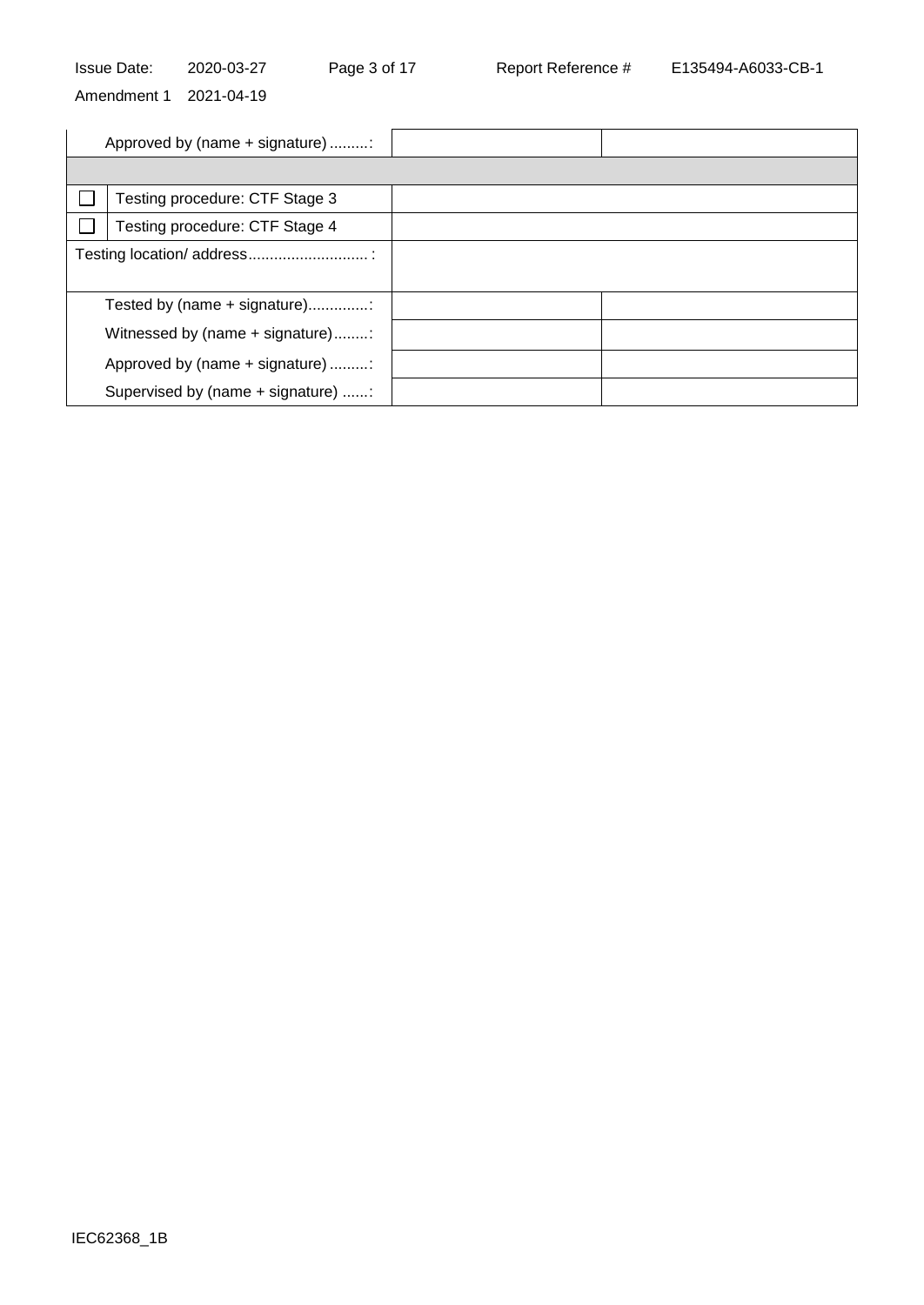| Approved by (name + signature) .........: | | | |
|---|---|---|---|
| | | | |
| ☐ | Testing procedure: CTF Stage 3 | | |
| ☐ | Testing procedure: CTF Stage 4 | | |
| Testing location/ address ............................ : | | | |
| Tested by (name + signature)..............: | | | |
| Witnessed by (name + signature) ........: | | | |
| Approved by (name + signature) .........: | | | |
| Supervised by (name + signature) ......: | | | |

IEC62368_1B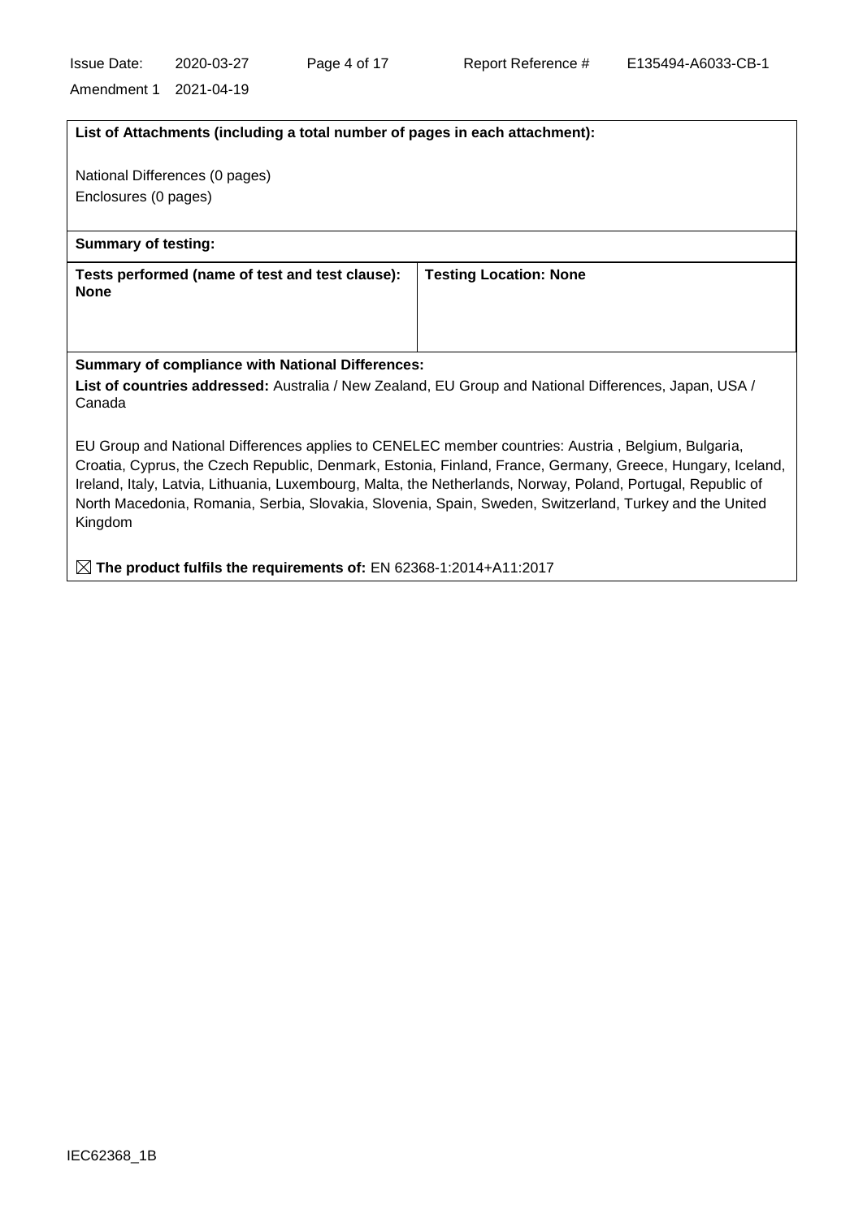**List of Attachments (including a total number of pages in each attachment):**

National Differences (0 pages)

Enclosures (0 pages)

**Summary of testing:**

| **Tests performed (name of test and test clause):** **None** | **Testing Location: None** |
|---|---|

**Summary of compliance with National Differences:**

**List of countries addressed:** Australia / New Zealand, EU Group and National Differences, Japan, USA / Canada

EU Group and National Differences applies to CENELEC member countries: Austria , Belgium, Bulgaria, Croatia, Cyprus, the Czech Republic, Denmark, Estonia, Finland, France, Germany, Greece, Hungary, Iceland, Ireland, Italy, Latvia, Lithuania, Luxembourg, Malta, the Netherlands, Norway, Poland, Portugal, Republic of North Macedonia, Romania, Serbia, Slovakia, Slovenia, Spain, Sweden, Switzerland, Turkey and the United Kingdom

☒ **The product fulfils the requirements of:** EN 62368-1:2014+A11:2017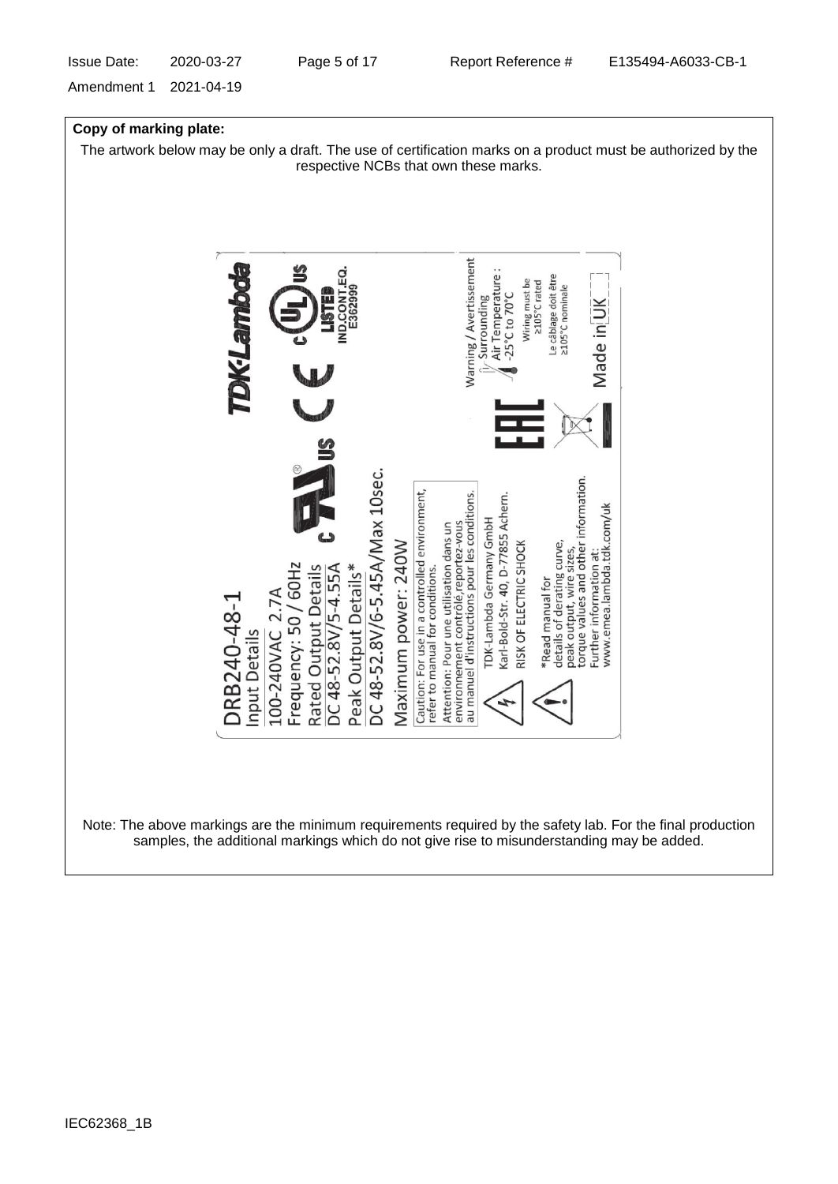**Copy of marking plate:**

The artwork below may be only a draft. The use of certification marks on a product must be authorized by the respective NCBs that own these marks.

DRB240-48-1

Input Details

100-240VAC 2.7A

Frequency: 50 / 60Hz

Rated Output Details

DC 48-52.8V/5-4.55A

Peak Output Details*

DC 48-52.8V/6-5.45A/Max 10sec.

Maximum power: 240W

Caution: For use in a controlled environment, refer to manual for conditions.

Attention: Pour une utilisation dans un environnement contrôlé, reportez-vous au manuel d'instructions pour les conditions.

TDK-Lambda Germany GmbH
Karl-Bold-Str. 40, D-77855 Achern.

RISK OF ELECTRIC SHOCK

*Read manual for details of derating curve, peak output, wire sizes, torque values and other information.

Further information at:
www.emea.lambda.tdk.com/uk

TDK-Lambda

LISTED
IND.CONT.EQ.
E362999

Warning / Avertissement
Surrounding Air Temperature : -25°C to 70°C

Wiring must be ≥105°C rated

Le câblage doit être ≥105°C nominale

Made in UK

Note: The above markings are the minimum requirements required by the safety lab. For the final production samples, the additional markings which do not give rise to misunderstanding may be added.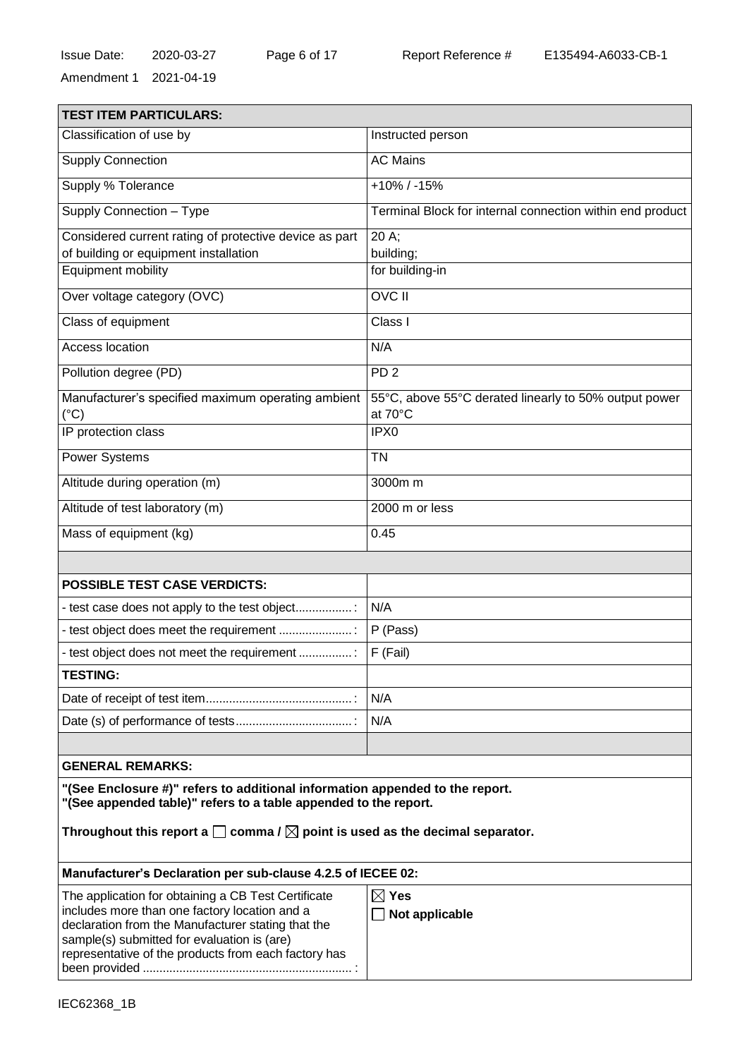| **TEST ITEM PARTICULARS:** | |
|---|---|
| Classification of use by | Instructed person |
| Supply Connection | AC Mains |
| Supply % Tolerance | +10% / -15% |
| Supply Connection – Type | Terminal Block for internal connection within end product |
| Considered current rating of protective device as part of building or equipment installation | 20 A; building; |
| Equipment mobility | for building-in |
| Over voltage category (OVC) | OVC II |
| Class of equipment | Class I |
| Access location | N/A |
| Pollution degree (PD) | PD 2 |
| Manufacturer's specified maximum operating ambient (°C) | 55°C, above 55°C derated linearly to 50% output power at 70°C |
| IP protection class | IPX0 |
| Power Systems | TN |
| Altitude during operation (m) | 3000m m |
| Altitude of test laboratory (m) | 2000 m or less |
| Mass of equipment (kg) | 0.45 |
| | |
| **POSSIBLE TEST CASE VERDICTS:** | |
| - test case does not apply to the test object.................: | N/A |
| - test object does meet the requirement ......................: | P (Pass) |
| - test object does not meet the requirement ................: | F (Fail) |
| **TESTING:** | |
| Date of receipt of test item............................................: | N/A |
| Date (s) of performance of tests...................................: | N/A |
| | |

**GENERAL REMARKS:**

**"(See Enclosure #)" refers to additional information appended to the report.**
**"(See appended table)" refers to a table appended to the report.**

**Throughout this report a ☐ comma / ☒ point is used as the decimal separator.**

| **Manufacturer's Declaration per sub-clause 4.2.5 of IECEE 02:** | |
|---|---|
| The application for obtaining a CB Test Certificate includes more than one factory location and a declaration from the Manufacturer stating that the sample(s) submitted for evaluation is (are) representative of the products from each factory has been provided ..............................................................: | ☒ **Yes**<br>☐ **Not applicable** |

IEC62368_1B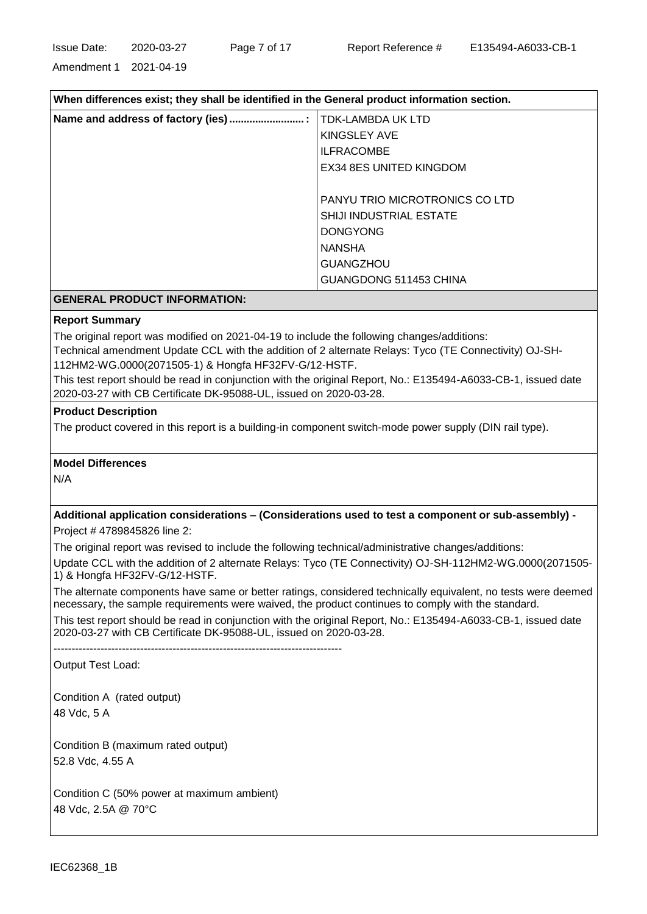| When differences exist; they shall be identified in the General product information section. | |
|---|---|
| **Name and address of factory (ies) ......................... :** | TDK-LAMBDA UK LTD<br>KINGSLEY AVE<br>ILFRACOMBE<br>EX34 8ES UNITED KINGDOM<br><br>PANYU TRIO MICROTRONICS CO LTD<br>SHIJI INDUSTRIAL ESTATE<br>DONGYONG<br>NANSHA<br>GUANGZHOU<br>GUANGDONG 511453 CHINA |

## GENERAL PRODUCT INFORMATION:

**Report Summary**

The original report was modified on 2021-04-19 to include the following changes/additions:
Technical amendment Update CCL with the addition of 2 alternate Relays: Tyco (TE Connectivity) OJ-SH-112HM2-WG.0000(2071505-1) & Hongfa HF32FV-G/12-HSTF.
This test report should be read in conjunction with the original Report, No.: E135494-A6033-CB-1, issued date 2020-03-27 with CB Certificate DK-95088-UL, issued on 2020-03-28.

**Product Description**

The product covered in this report is a building-in component switch-mode power supply (DIN rail type).

**Model Differences**

N/A

**Additional application considerations – (Considerations used to test a component or sub-assembly) -**

Project # 4789845826 line 2:

The original report was revised to include the following technical/administrative changes/additions:

Update CCL with the addition of 2 alternate Relays: Tyco (TE Connectivity) OJ-SH-112HM2-WG.0000(2071505-1) & Hongfa HF32FV-G/12-HSTF.

The alternate components have same or better ratings, considered technically equivalent, no tests were deemed necessary, the sample requirements were waived, the product continues to comply with the standard.

This test report should be read in conjunction with the original Report, No.: E135494-A6033-CB-1, issued date 2020-03-27 with CB Certificate DK-95088-UL, issued on 2020-03-28.

--------------------------------------------------------------------------------

Output Test Load:

Condition A (rated output)
48 Vdc, 5 A

Condition B (maximum rated output)
52.8 Vdc, 4.55 A

Condition C (50% power at maximum ambient)
48 Vdc, 2.5A @ 70°C

IEC62368_1B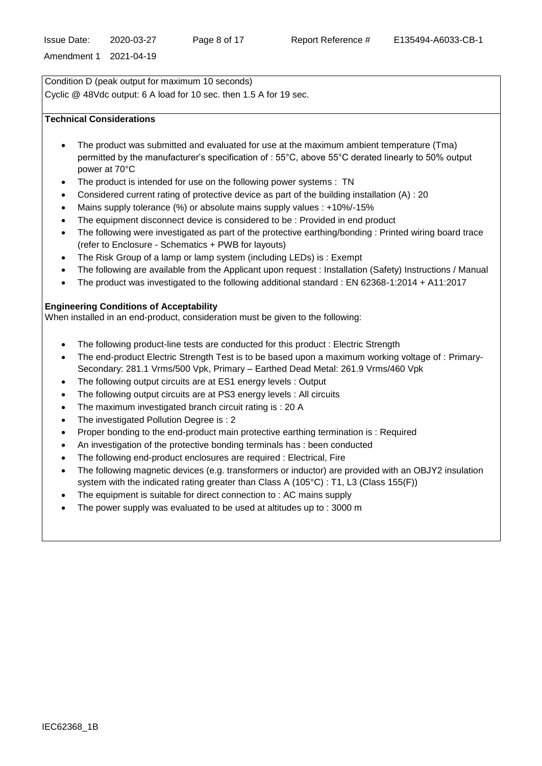Condition D (peak output for maximum 10 seconds)
Cyclic @ 48Vdc output: 6 A load for 10 sec. then 1.5 A for 19 sec.

**Technical Considerations**

- The product was submitted and evaluated for use at the maximum ambient temperature (Tma) permitted by the manufacturer's specification of : 55°C, above 55°C derated linearly to 50% output power at 70°C
- The product is intended for use on the following power systems : TN
- Considered current rating of protective device as part of the building installation (A) : 20
- Mains supply tolerance (%) or absolute mains supply values : +10%/-15%
- The equipment disconnect device is considered to be : Provided in end product
- The following were investigated as part of the protective earthing/bonding : Printed wiring board trace (refer to Enclosure - Schematics + PWB for layouts)
- The Risk Group of a lamp or lamp system (including LEDs) is : Exempt
- The following are available from the Applicant upon request : Installation (Safety) Instructions / Manual
- The product was investigated to the following additional standard : EN 62368-1:2014 + A11:2017

**Engineering Conditions of Acceptability**

When installed in an end-product, consideration must be given to the following:

- The following product-line tests are conducted for this product : Electric Strength
- The end-product Electric Strength Test is to be based upon a maximum working voltage of : Primary-Secondary: 281.1 Vrms/500 Vpk, Primary – Earthed Dead Metal: 261.9 Vrms/460 Vpk
- The following output circuits are at ES1 energy levels : Output
- The following output circuits are at PS3 energy levels : All circuits
- The maximum investigated branch circuit rating is : 20 A
- The investigated Pollution Degree is : 2
- Proper bonding to the end-product main protective earthing termination is : Required
- An investigation of the protective bonding terminals has : been conducted
- The following end-product enclosures are required : Electrical, Fire
- The following magnetic devices (e.g. transformers or inductor) are provided with an OBJY2 insulation system with the indicated rating greater than Class A (105°C) : T1, L3 (Class 155(F))
- The equipment is suitable for direct connection to : AC mains supply
- The power supply was evaluated to be used at altitudes up to : 3000 m